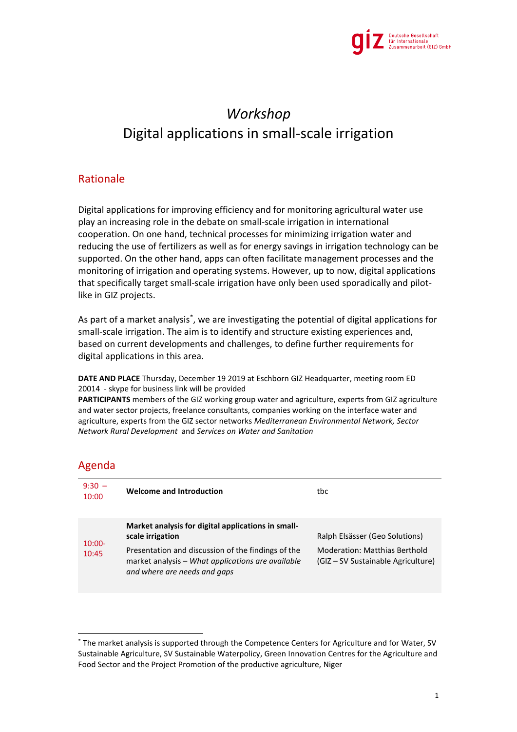# *Workshop*
# Digital applications in small-scale irrigation

## Rationale

Digital applications for improving efficiency and for monitoring agricultural water use play an increasing role in the debate on small-scale irrigation in international cooperation. On one hand, technical processes for minimizing irrigation water and reducing the use of fertilizers as well as for energy savings in irrigation technology can be supported. On the other hand, apps can often facilitate management processes and the monitoring of irrigation and operating systems. However, up to now, digital applications that specifically target small-scale irrigation have only been used sporadically and pilot-like in GIZ projects.

As part of a market analysis*, we are investigating the potential of digital applications for small-scale irrigation. The aim is to identify and structure existing experiences and, based on current developments and challenges, to define further requirements for digital applications in this area.

**DATE AND PLACE** Thursday, December 19 2019 at Eschborn GIZ Headquarter, meeting room ED 20014 - skype for business link will be provided
**PARTICIPANTS** members of the GIZ working group water and agriculture, experts from GIZ agriculture and water sector projects, freelance consultants, companies working on the interface water and agriculture, experts from the GIZ sector networks *Mediterranean Environmental Network, Sector Network Rural Development* and *Services on Water and Sanitation*

## Agenda

| | | |
|---|---|---|
| 9:30 – 10:00 | **Welcome and Introduction** | tbc |
| 10:00-10:45 | **Market analysis for digital applications in small-scale irrigation**<br>Presentation and discussion of the findings of the market analysis – *What applications are available and where are needs and gaps* | Ralph Elsässer (Geo Solutions)<br>Moderation: Matthias Berthold (GIZ – SV Sustainable Agriculture) |

* The market analysis is supported through the Competence Centers for Agriculture and for Water, SV Sustainable Agriculture, SV Sustainable Waterpolicy, Green Innovation Centres for the Agriculture and Food Sector and the Project Promotion of the productive agriculture, Niger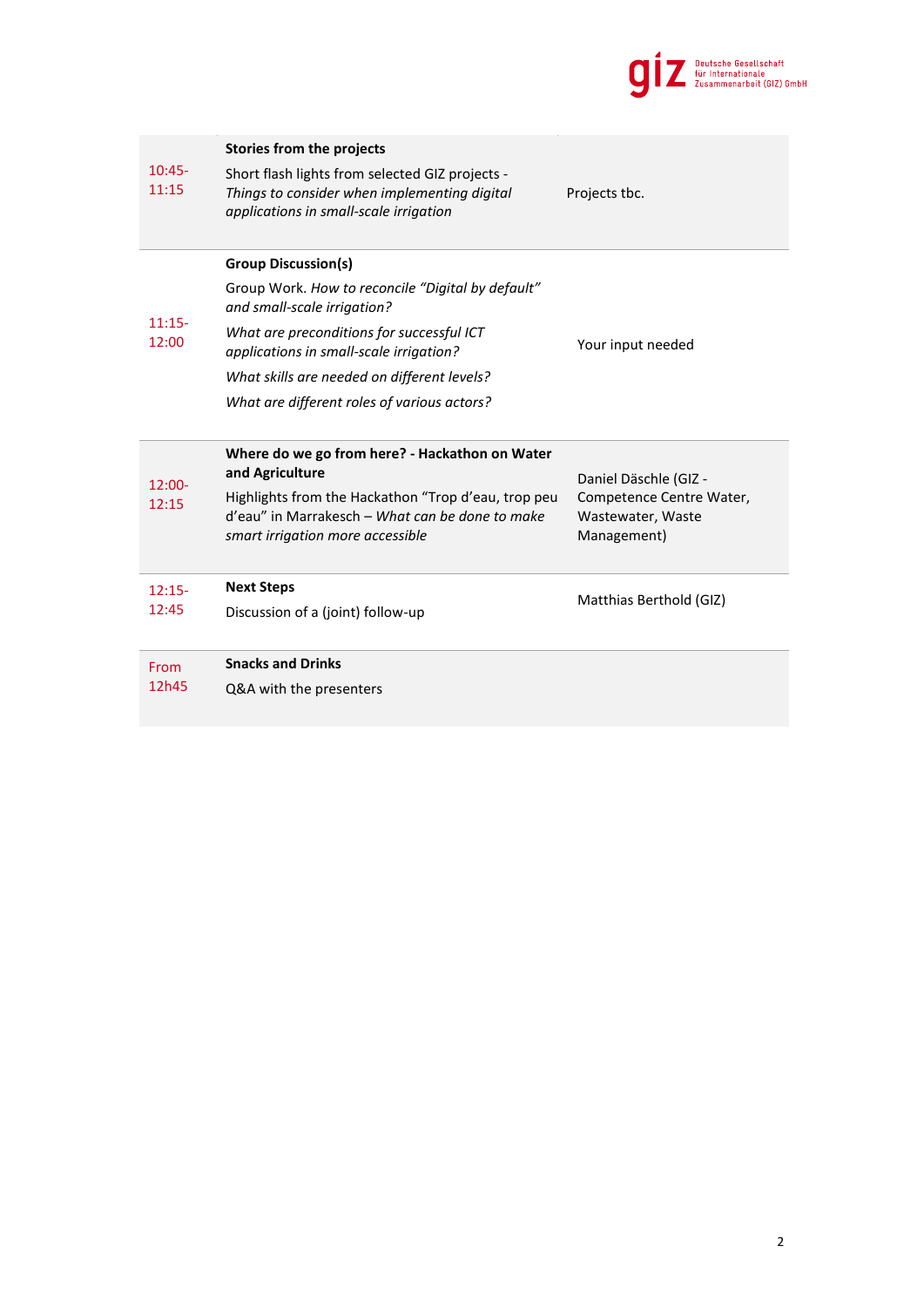| | | |
|---|---|---|
| 10:45-11:15 | **Stories from the projects**<br>Short flash lights from selected GIZ projects - *Things to consider when implementing digital applications in small-scale irrigation* | Projects tbc. |
| 11:15-12:00 | **Group Discussion(s)**<br>Group Work. *How to reconcile "Digital by default" and small-scale irrigation?*<br>*What are preconditions for successful ICT applications in small-scale irrigation?*<br>*What skills are needed on different levels?*<br>*What are different roles of various actors?* | Your input needed |
| 12:00-12:15 | **Where do we go from here? - Hackathon on Water and Agriculture**<br>Highlights from the Hackathon "Trop d'eau, trop peu d'eau" in Marrakesch – *What can be done to make smart irrigation more accessible* | Daniel Däschle (GIZ - Competence Centre Water, Wastewater, Waste Management) |
| 12:15-12:45 | **Next Steps**<br>Discussion of a (joint) follow-up | Matthias Berthold (GIZ) |
| From 12h45 | **Snacks and Drinks**<br>Q&A with the presenters | |